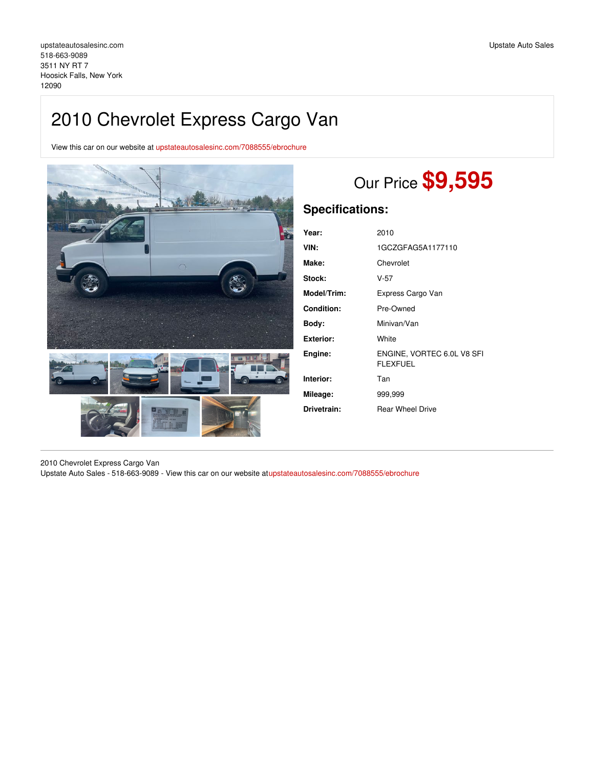upstateautosalesinc.com
518-663-9089
3511 NY RT 7
Hoosick Falls, New York
12090

Upstate Auto Sales

# 2010 Chevrolet Express Cargo Van

View this car on our website at upstateautosalesinc.com/7088555/ebrochure

## Our Price **$9,595**

## Specifications:

| | |
|---|---|
| **Year:** | 2010 |
| **VIN:** | 1GCZGFAG5A1177110 |
| **Make:** | Chevrolet |
| **Stock:** | V-57 |
| **Model/Trim:** | Express Cargo Van |
| **Condition:** | Pre-Owned |
| **Body:** | Minivan/Van |
| **Exterior:** | White |
| **Engine:** | ENGINE, VORTEC 6.0L V8 SFI FLEXFUEL |
| **Interior:** | Tan |
| **Mileage:** | 999,999 |
| **Drivetrain:** | Rear Wheel Drive |

2010 Chevrolet Express Cargo Van
Upstate Auto Sales - 518-663-9089 - View this car on our website atupstateautosalesinc.com/7088555/ebrochure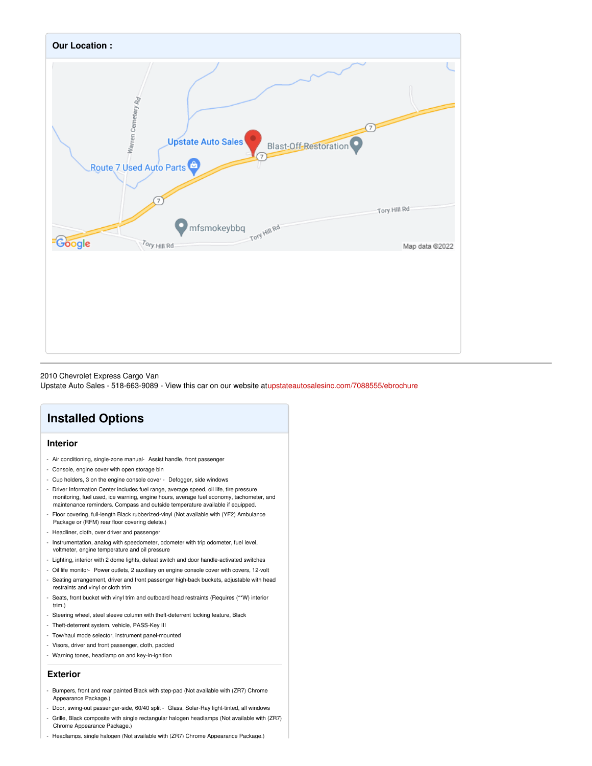## Our Location :

2010 Chevrolet Express Cargo Van
Upstate Auto Sales - 518-663-9089 - View this car on our website atupstateautosalesinc.com/7088555/ebrochure

# Installed Options

## Interior

- Air conditioning, single-zone manual- Assist handle, front passenger
- Console, engine cover with open storage bin
- Cup holders, 3 on the engine console cover - Defogger, side windows
- Driver Information Center includes fuel range, average speed, oil life, tire pressure monitoring, fuel used, ice warning, engine hours, average fuel economy, tachometer, and maintenance reminders. Compass and outside temperature available if equipped.
- Floor covering, full-length Black rubberized-vinyl (Not available with (YF2) Ambulance Package or (RFM) rear floor covering delete.)
- Headliner, cloth, over driver and passenger
- Instrumentation, analog with speedometer, odometer with trip odometer, fuel level, voltmeter, engine temperature and oil pressure
- Lighting, interior with 2 dome lights, defeat switch and door handle-activated switches
- Oil life monitor- Power outlets, 2 auxiliary on engine console cover with covers, 12-volt
- Seating arrangement, driver and front passenger high-back buckets, adjustable with head restraints and vinyl or cloth trim
- Seats, front bucket with vinyl trim and outboard head restraints (Requires (**W) interior trim.)
- Steering wheel, steel sleeve column with theft-deterrent locking feature, Black
- Theft-deterrent system, vehicle, PASS-Key III
- Tow/haul mode selector, instrument panel-mounted
- Visors, driver and front passenger, cloth, padded
- Warning tones, headlamp on and key-in-ignition

## Exterior

- Bumpers, front and rear painted Black with step-pad (Not available with (ZR7) Chrome Appearance Package.)
- Door, swing-out passenger-side, 60/40 split - Glass, Solar-Ray light-tinted, all windows
- Grille, Black composite with single rectangular halogen headlamps (Not available with (ZR7) Chrome Appearance Package.)
- Headlamps, single halogen (Not available with (ZR7) Chrome Appearance Package.)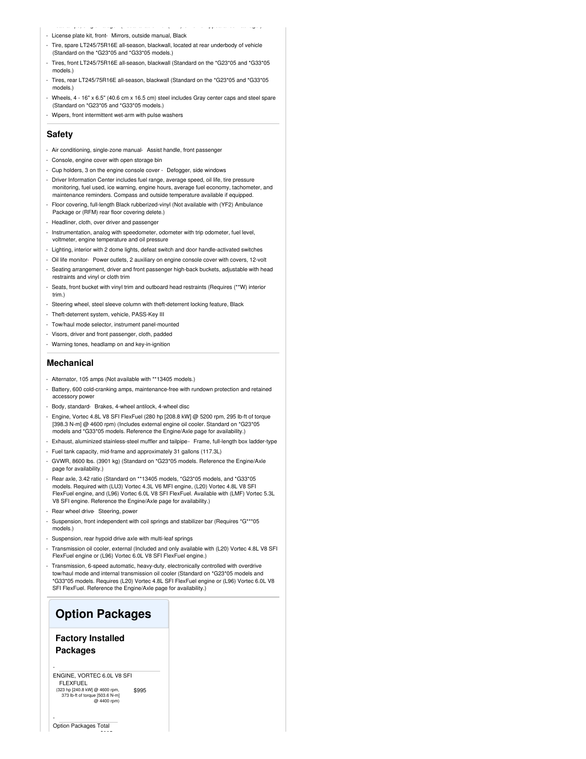- License plate kit, front- Mirrors, outside manual, Black
- Tire, spare LT245/75R16E all-season, blackwall, located at rear underbody of vehicle (Standard on the *G23*05 and *G33*05 models.)
- Tires, front LT245/75R16E all-season, blackwall (Standard on the *G23*05 and *G33*05 models.)
- Tires, rear LT245/75R16E all-season, blackwall (Standard on the *G23*05 and *G33*05 models.)
- Wheels, 4 - 16" x 6.5" (40.6 cm x 16.5 cm) steel includes Gray center caps and steel spare (Standard on *G23*05 and *G33*05 models.)
- Wipers, front intermittent wet-arm with pulse washers

## Safety

- Air conditioning, single-zone manual- Assist handle, front passenger
- Console, engine cover with open storage bin
- Cup holders, 3 on the engine console cover - Defogger, side windows
- Driver Information Center includes fuel range, average speed, oil life, tire pressure monitoring, fuel used, ice warning, engine hours, average fuel economy, tachometer, and maintenance reminders. Compass and outside temperature available if equipped.
- Floor covering, full-length Black rubberized-vinyl (Not available with (YF2) Ambulance Package or (RFM) rear floor covering delete.)
- Headliner, cloth, over driver and passenger
- Instrumentation, analog with speedometer, odometer with trip odometer, fuel level, voltmeter, engine temperature and oil pressure
- Lighting, interior with 2 dome lights, defeat switch and door handle-activated switches
- Oil life monitor- Power outlets, 2 auxiliary on engine console cover with covers, 12-volt
- Seating arrangement, driver and front passenger high-back buckets, adjustable with head restraints and vinyl or cloth trim
- Seats, front bucket with vinyl trim and outboard head restraints (Requires (**W) interior trim.)
- Steering wheel, steel sleeve column with theft-deterrent locking feature, Black
- Theft-deterrent system, vehicle, PASS-Key III
- Tow/haul mode selector, instrument panel-mounted
- Visors, driver and front passenger, cloth, padded
- Warning tones, headlamp on and key-in-ignition

## Mechanical

- Alternator, 105 amps (Not available with **13405 models.)
- Battery, 600 cold-cranking amps, maintenance-free with rundown protection and retained accessory power
- Body, standard- Brakes, 4-wheel antilock, 4-wheel disc
- Engine, Vortec 4.8L V8 SFI FlexFuel (280 hp [208.8 kW] @ 5200 rpm, 295 lb-ft of torque [398.3 N-m] @ 4600 rpm) (Includes external engine oil cooler. Standard on *G23*05 models and *G33*05 models. Reference the Engine/Axle page for availability.)
- Exhaust, aluminized stainless-steel muffler and tailpipe- Frame, full-length box ladder-type
- Fuel tank capacity, mid-frame and approximately 31 gallons (117.3L)
- GVWR, 8600 lbs. (3901 kg) (Standard on *G23*05 models. Reference the Engine/Axle page for availability.)
- Rear axle, 3.42 ratio (Standard on **13405 models, *G23*05 models, and *G33*05 models. Required with (LU3) Vortec 4.3L V6 MFI engine, (L20) Vortec 4.8L V8 SFI FlexFuel engine, and (L96) Vortec 6.0L V8 SFI FlexFuel. Available with (LMF) Vortec 5.3L V8 SFI engine. Reference the Engine/Axle page for availability.)
- Rear wheel drive- Steering, power
- Suspension, front independent with coil springs and stabilizer bar (Requires *G***05 models.)
- Suspension, rear hypoid drive axle with multi-leaf springs
- Transmission oil cooler, external (Included and only available with (L20) Vortec 4.8L V8 SFI FlexFuel engine or (L96) Vortec 6.0L V8 SFI FlexFuel engine.)
- Transmission, 6-speed automatic, heavy-duty, electronically controlled with overdrive tow/haul mode and internal transmission oil cooler (Standard on *G23*05 models and *G33*05 models. Requires (L20) Vortec 4.8L SFI FlexFuel engine or (L96) Vortec 6.0L V8 SFI FlexFuel. Reference the Engine/Axle page for availability.)

# Option Packages

## Factory Installed Packages

| Package | Price |
|---|---|
| ENGINE, VORTEC 6.0L V8 SFI FLEXFUEL (323 hp [240.8 kW] @ 4600 rpm, 373 lb-ft of torque [503.6 N-m] @ 4400 rpm) | $995 |
| Option Packages Total | |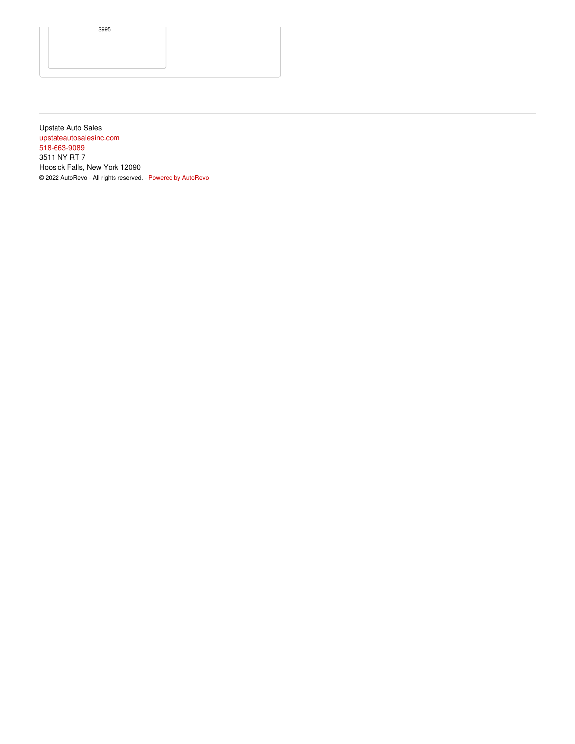$995

Upstate Auto Sales
upstateautosalesinc.com
518-663-9089
3511 NY RT 7
Hoosick Falls, New York 12090
© 2022 AutoRevo - All rights reserved. - Powered by AutoRevo